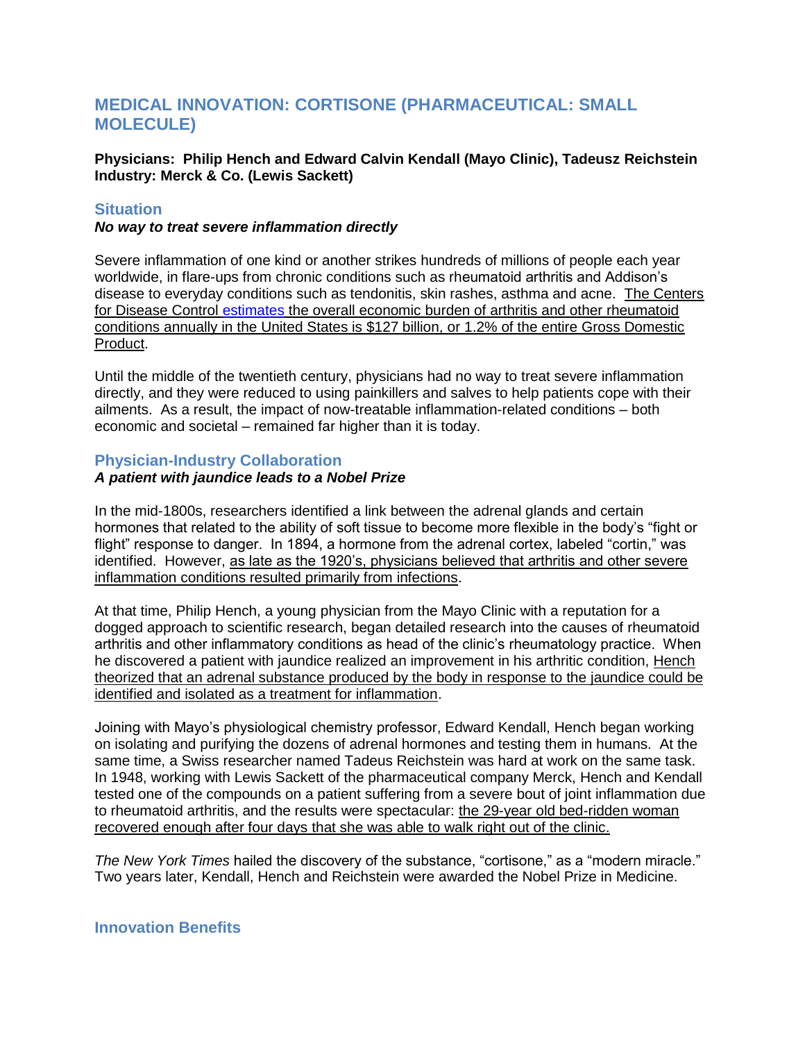# MEDICAL INNOVATION: CORTISONE (PHARMACEUTICAL: SMALL MOLECULE)

**Physicians: Philip Hench and Edward Calvin Kendall (Mayo Clinic), Tadeusz Reichstein**
**Industry: Merck & Co. (Lewis Sackett)**

## Situation

***No way to treat severe inflammation directly***

Severe inflammation of one kind or another strikes hundreds of millions of people each year worldwide, in flare-ups from chronic conditions such as rheumatoid arthritis and Addison's disease to everyday conditions such as tendonitis, skin rashes, asthma and acne. The Centers for Disease Control estimates the overall economic burden of arthritis and other rheumatoid conditions annually in the United States is $127 billion, or 1.2% of the entire Gross Domestic Product.

Until the middle of the twentieth century, physicians had no way to treat severe inflammation directly, and they were reduced to using painkillers and salves to help patients cope with their ailments. As a result, the impact of now-treatable inflammation-related conditions – both economic and societal – remained far higher than it is today.

## Physician-Industry Collaboration

***A patient with jaundice leads to a Nobel Prize***

In the mid-1800s, researchers identified a link between the adrenal glands and certain hormones that related to the ability of soft tissue to become more flexible in the body's "fight or flight" response to danger. In 1894, a hormone from the adrenal cortex, labeled "cortin," was identified. However, as late as the 1920's, physicians believed that arthritis and other severe inflammation conditions resulted primarily from infections.

At that time, Philip Hench, a young physician from the Mayo Clinic with a reputation for a dogged approach to scientific research, began detailed research into the causes of rheumatoid arthritis and other inflammatory conditions as head of the clinic's rheumatology practice. When he discovered a patient with jaundice realized an improvement in his arthritic condition, Hench theorized that an adrenal substance produced by the body in response to the jaundice could be identified and isolated as a treatment for inflammation.

Joining with Mayo's physiological chemistry professor, Edward Kendall, Hench began working on isolating and purifying the dozens of adrenal hormones and testing them in humans. At the same time, a Swiss researcher named Tadeus Reichstein was hard at work on the same task. In 1948, working with Lewis Sackett of the pharmaceutical company Merck, Hench and Kendall tested one of the compounds on a patient suffering from a severe bout of joint inflammation due to rheumatoid arthritis, and the results were spectacular: the 29-year old bed-ridden woman recovered enough after four days that she was able to walk right out of the clinic.

*The New York Times* hailed the discovery of the substance, "cortisone," as a "modern miracle." Two years later, Kendall, Hench and Reichstein were awarded the Nobel Prize in Medicine.

## Innovation Benefits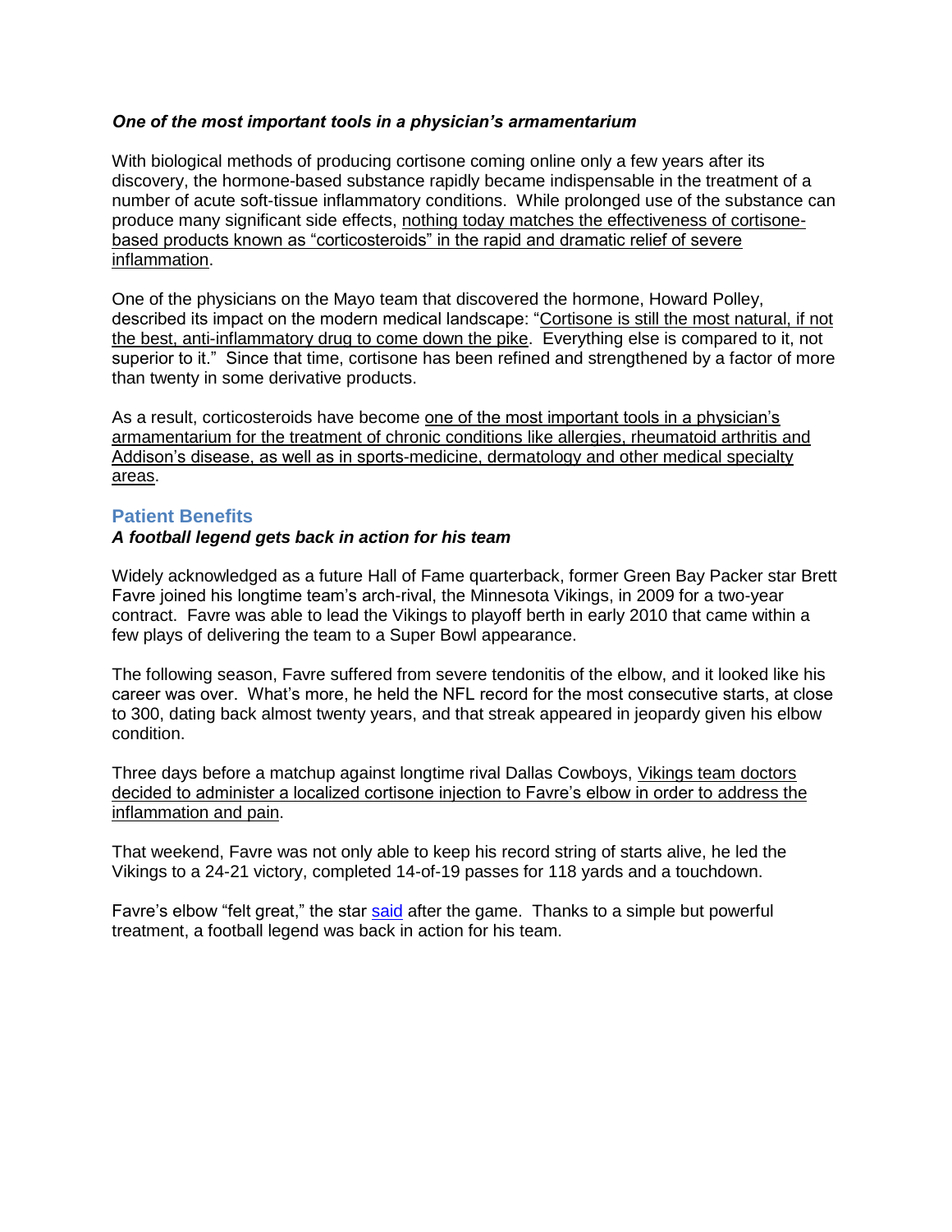***One of the most important tools in a physician's armamentarium***

With biological methods of producing cortisone coming online only a few years after its discovery, the hormone-based substance rapidly became indispensable in the treatment of a number of acute soft-tissue inflammatory conditions. While prolonged use of the substance can produce many significant side effects, nothing today matches the effectiveness of cortisone-based products known as "corticosteroids" in the rapid and dramatic relief of severe inflammation.

One of the physicians on the Mayo team that discovered the hormone, Howard Polley, described its impact on the modern medical landscape: "Cortisone is still the most natural, if not the best, anti-inflammatory drug to come down the pike. Everything else is compared to it, not superior to it." Since that time, cortisone has been refined and strengthened by a factor of more than twenty in some derivative products.

As a result, corticosteroids have become one of the most important tools in a physician's armamentarium for the treatment of chronic conditions like allergies, rheumatoid arthritis and Addison's disease, as well as in sports-medicine, dermatology and other medical specialty areas.

## Patient Benefits

***A football legend gets back in action for his team***

Widely acknowledged as a future Hall of Fame quarterback, former Green Bay Packer star Brett Favre joined his longtime team's arch-rival, the Minnesota Vikings, in 2009 for a two-year contract. Favre was able to lead the Vikings to playoff berth in early 2010 that came within a few plays of delivering the team to a Super Bowl appearance.

The following season, Favre suffered from severe tendonitis of the elbow, and it looked like his career was over. What's more, he held the NFL record for the most consecutive starts, at close to 300, dating back almost twenty years, and that streak appeared in jeopardy given his elbow condition.

Three days before a matchup against longtime rival Dallas Cowboys, Vikings team doctors decided to administer a localized cortisone injection to Favre's elbow in order to address the inflammation and pain.

That weekend, Favre was not only able to keep his record string of starts alive, he led the Vikings to a 24-21 victory, completed 14-of-19 passes for 118 yards and a touchdown.

Favre's elbow "felt great," the star said after the game. Thanks to a simple but powerful treatment, a football legend was back in action for his team.